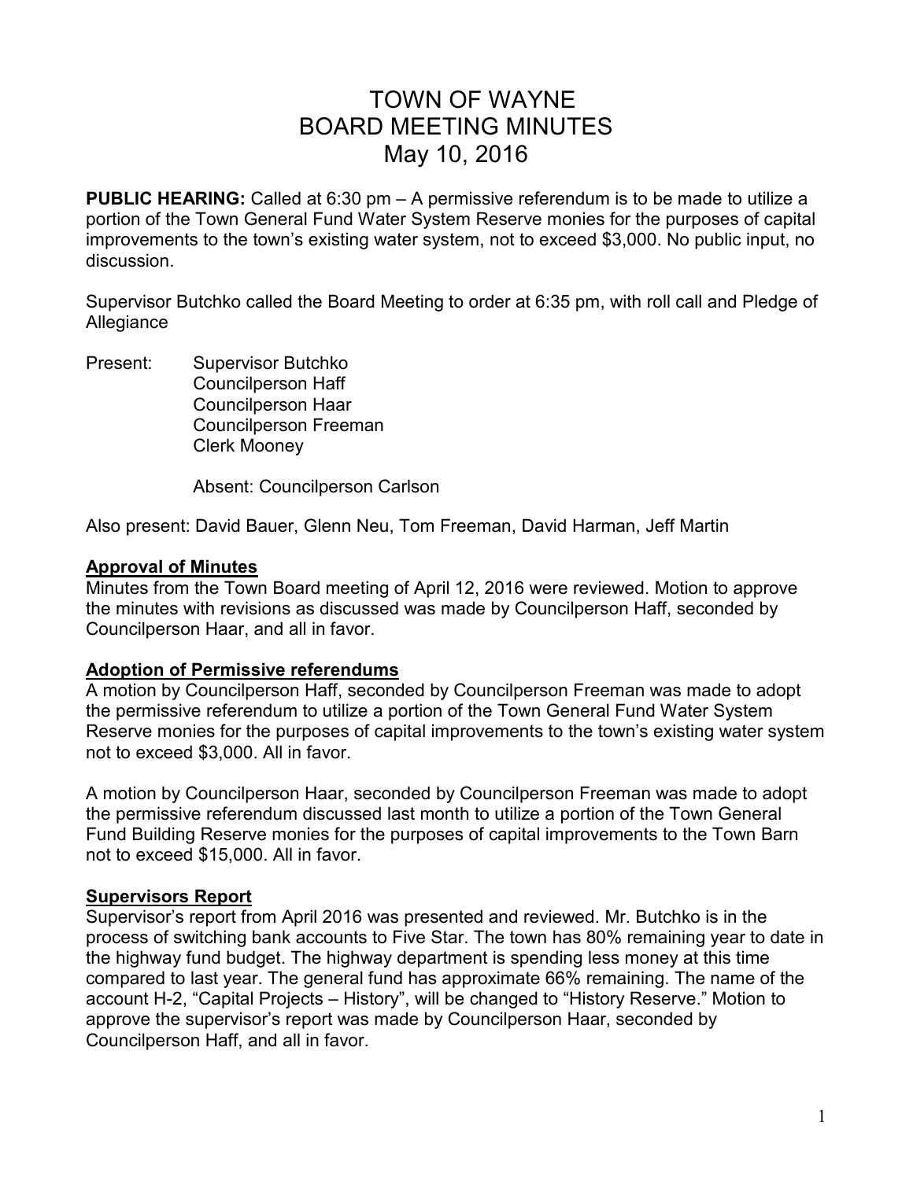# TOWN OF WAYNE
# BOARD MEETING MINUTES
# May 10, 2016

**PUBLIC HEARING:** Called at 6:30 pm – A permissive referendum is to be made to utilize a portion of the Town General Fund Water System Reserve monies for the purposes of capital improvements to the town's existing water system, not to exceed $3,000. No public input, no discussion.

Supervisor Butchko called the Board Meeting to order at 6:35 pm, with roll call and Pledge of Allegiance

Present: Supervisor Butchko
Councilperson Haff
Councilperson Haar
Councilperson Freeman
Clerk Mooney

Absent: Councilperson Carlson

Also present: David Bauer, Glenn Neu, Tom Freeman, David Harman, Jeff Martin

**Approval of Minutes**

Minutes from the Town Board meeting of April 12, 2016 were reviewed. Motion to approve the minutes with revisions as discussed was made by Councilperson Haff, seconded by Councilperson Haar, and all in favor.

**Adoption of Permissive referendums**

A motion by Councilperson Haff, seconded by Councilperson Freeman was made to adopt the permissive referendum to utilize a portion of the Town General Fund Water System Reserve monies for the purposes of capital improvements to the town's existing water system not to exceed $3,000. All in favor.

A motion by Councilperson Haar, seconded by Councilperson Freeman was made to adopt the permissive referendum discussed last month to utilize a portion of the Town General Fund Building Reserve monies for the purposes of capital improvements to the Town Barn not to exceed $15,000. All in favor.

**Supervisors Report**

Supervisor's report from April 2016 was presented and reviewed. Mr. Butchko is in the process of switching bank accounts to Five Star. The town has 80% remaining year to date in the highway fund budget. The highway department is spending less money at this time compared to last year. The general fund has approximate 66% remaining. The name of the account H-2, "Capital Projects – History", will be changed to "History Reserve." Motion to approve the supervisor's report was made by Councilperson Haar, seconded by Councilperson Haff, and all in favor.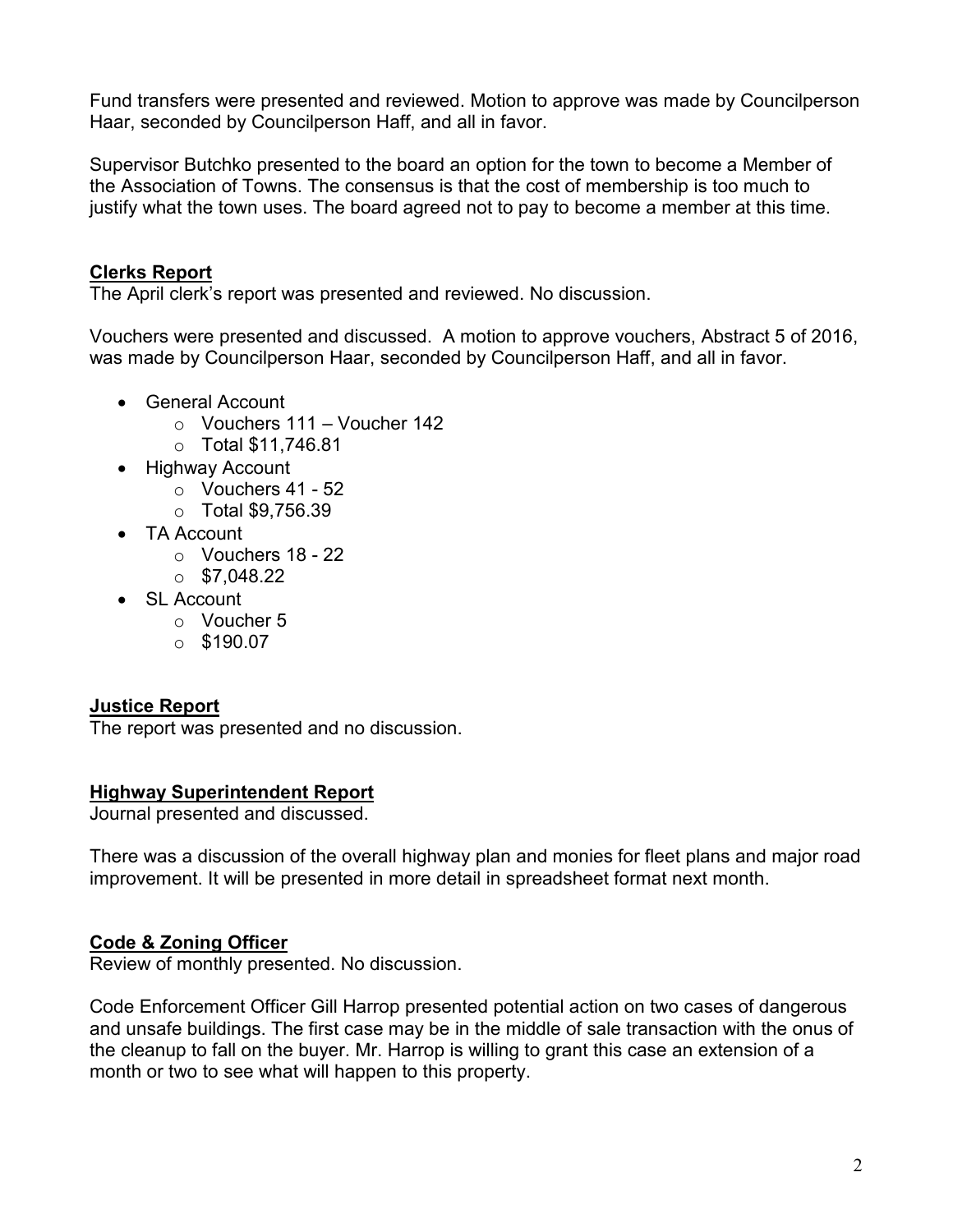Fund transfers were presented and reviewed. Motion to approve was made by Councilperson Haar, seconded by Councilperson Haff, and all in favor.

Supervisor Butchko presented to the board an option for the town to become a Member of the Association of Towns. The consensus is that the cost of membership is too much to justify what the town uses. The board agreed not to pay to become a member at this time.

**Clerks Report**

The April clerk's report was presented and reviewed. No discussion.

Vouchers were presented and discussed. A motion to approve vouchers, Abstract 5 of 2016, was made by Councilperson Haar, seconded by Councilperson Haff, and all in favor.

- General Account
  - Vouchers 111 – Voucher 142
  - Total $11,746.81
- Highway Account
  - Vouchers 41 - 52
  - Total $9,756.39
- TA Account
  - Vouchers 18 - 22
  - $7,048.22
- SL Account
  - Voucher 5
  - $190.07

**Justice Report**

The report was presented and no discussion.

**Highway Superintendent Report**

Journal presented and discussed.

There was a discussion of the overall highway plan and monies for fleet plans and major road improvement. It will be presented in more detail in spreadsheet format next month.

**Code & Zoning Officer**

Review of monthly presented. No discussion.

Code Enforcement Officer Gill Harrop presented potential action on two cases of dangerous and unsafe buildings. The first case may be in the middle of sale transaction with the onus of the cleanup to fall on the buyer. Mr. Harrop is willing to grant this case an extension of a month or two to see what will happen to this property.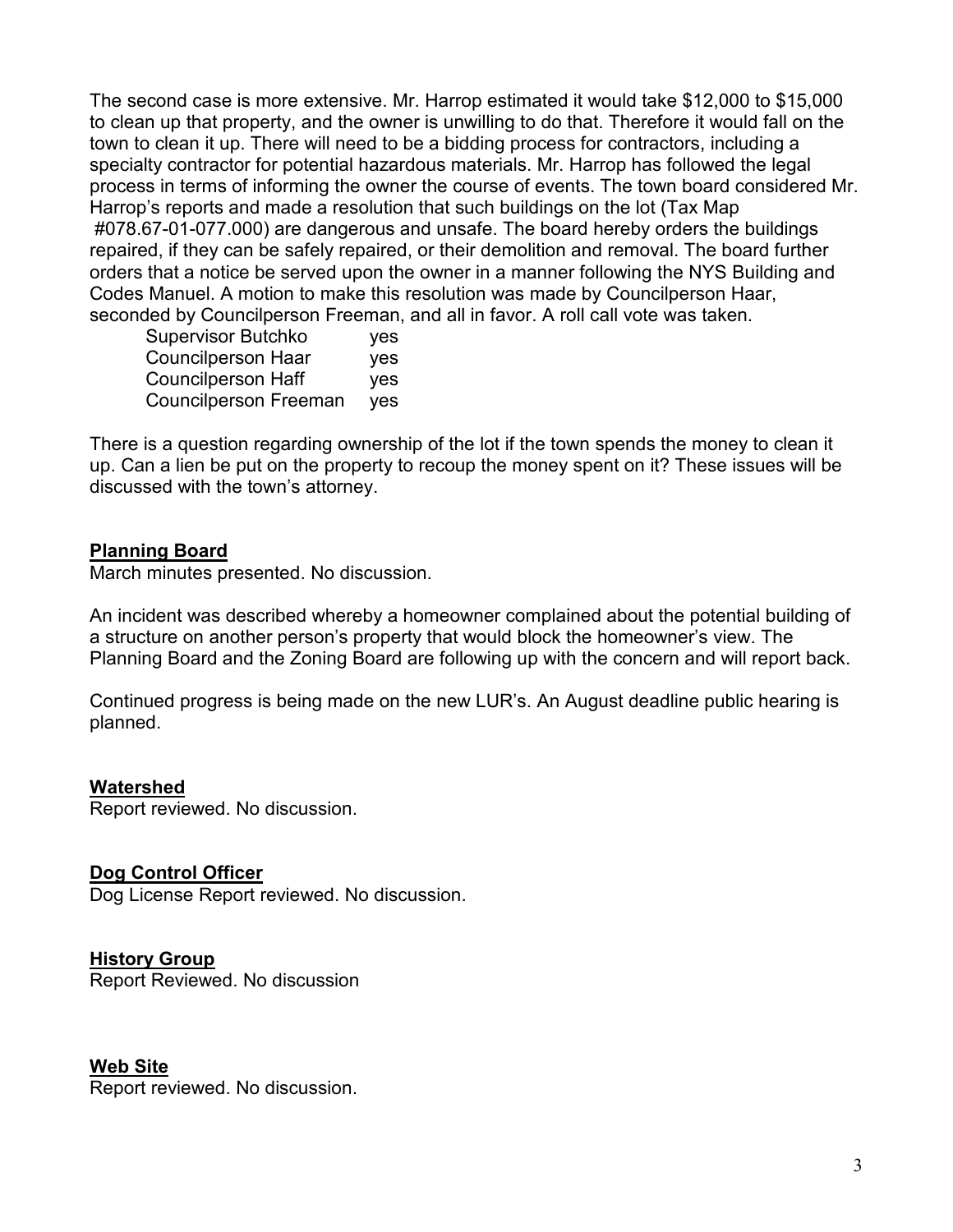The second case is more extensive. Mr. Harrop estimated it would take $12,000 to $15,000 to clean up that property, and the owner is unwilling to do that. Therefore it would fall on the town to clean it up. There will need to be a bidding process for contractors, including a specialty contractor for potential hazardous materials. Mr. Harrop has followed the legal process in terms of informing the owner the course of events. The town board considered Mr. Harrop's reports and made a resolution that such buildings on the lot (Tax Map #078.67-01-077.000) are dangerous and unsafe. The board hereby orders the buildings repaired, if they can be safely repaired, or their demolition and removal. The board further orders that a notice be served upon the owner in a manner following the NYS Building and Codes Manuel. A motion to make this resolution was made by Councilperson Haar, seconded by Councilperson Freeman, and all in favor. A roll call vote was taken.

| | |
|---|---|
| Supervisor Butchko | yes |
| Councilperson Haar | yes |
| Councilperson Haff | yes |
| Councilperson Freeman | yes |

There is a question regarding ownership of the lot if the town spends the money to clean it up. Can a lien be put on the property to recoup the money spent on it? These issues will be discussed with the town's attorney.

**Planning Board**

March minutes presented. No discussion.

An incident was described whereby a homeowner complained about the potential building of a structure on another person's property that would block the homeowner's view. The Planning Board and the Zoning Board are following up with the concern and will report back.

Continued progress is being made on the new LUR's. An August deadline public hearing is planned.

**Watershed**

Report reviewed. No discussion.

**Dog Control Officer**

Dog License Report reviewed. No discussion.

**History Group**

Report Reviewed. No discussion

**Web Site**

Report reviewed. No discussion.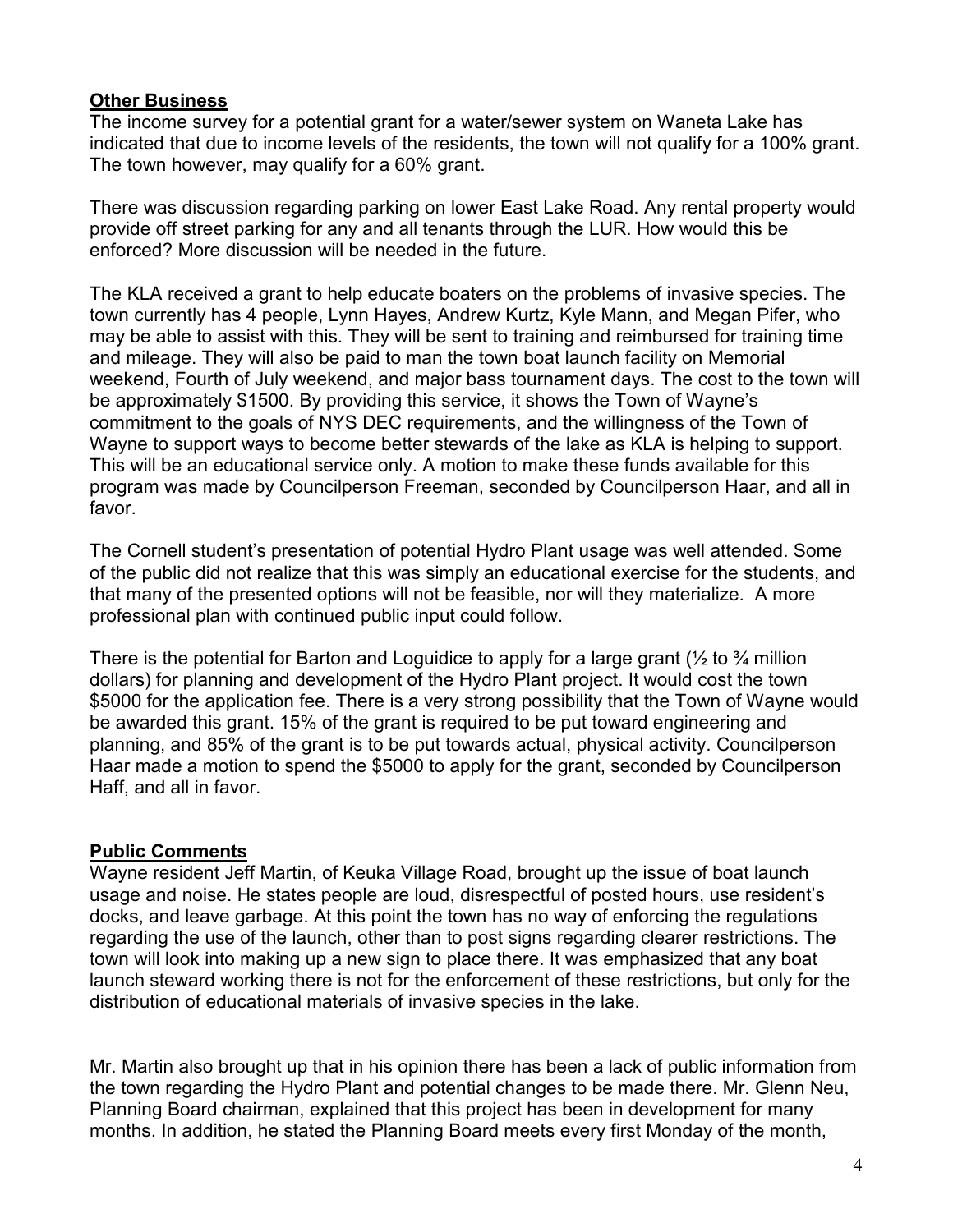**Other Business**

The income survey for a potential grant for a water/sewer system on Waneta Lake has indicated that due to income levels of the residents, the town will not qualify for a 100% grant. The town however, may qualify for a 60% grant.

There was discussion regarding parking on lower East Lake Road. Any rental property would provide off street parking for any and all tenants through the LUR. How would this be enforced? More discussion will be needed in the future.

The KLA received a grant to help educate boaters on the problems of invasive species. The town currently has 4 people, Lynn Hayes, Andrew Kurtz, Kyle Mann, and Megan Pifer, who may be able to assist with this. They will be sent to training and reimbursed for training time and mileage. They will also be paid to man the town boat launch facility on Memorial weekend, Fourth of July weekend, and major bass tournament days. The cost to the town will be approximately $1500. By providing this service, it shows the Town of Wayne's commitment to the goals of NYS DEC requirements, and the willingness of the Town of Wayne to support ways to become better stewards of the lake as KLA is helping to support. This will be an educational service only. A motion to make these funds available for this program was made by Councilperson Freeman, seconded by Councilperson Haar, and all in favor.

The Cornell student's presentation of potential Hydro Plant usage was well attended. Some of the public did not realize that this was simply an educational exercise for the students, and that many of the presented options will not be feasible, nor will they materialize. A more professional plan with continued public input could follow.

There is the potential for Barton and Loguidice to apply for a large grant (½ to ¾ million dollars) for planning and development of the Hydro Plant project. It would cost the town $5000 for the application fee. There is a very strong possibility that the Town of Wayne would be awarded this grant. 15% of the grant is required to be put toward engineering and planning, and 85% of the grant is to be put towards actual, physical activity. Councilperson Haar made a motion to spend the $5000 to apply for the grant, seconded by Councilperson Haff, and all in favor.

**Public Comments**

Wayne resident Jeff Martin, of Keuka Village Road, brought up the issue of boat launch usage and noise. He states people are loud, disrespectful of posted hours, use resident's docks, and leave garbage. At this point the town has no way of enforcing the regulations regarding the use of the launch, other than to post signs regarding clearer restrictions. The town will look into making up a new sign to place there. It was emphasized that any boat launch steward working there is not for the enforcement of these restrictions, but only for the distribution of educational materials of invasive species in the lake.

Mr. Martin also brought up that in his opinion there has been a lack of public information from the town regarding the Hydro Plant and potential changes to be made there. Mr. Glenn Neu, Planning Board chairman, explained that this project has been in development for many months. In addition, he stated the Planning Board meets every first Monday of the month,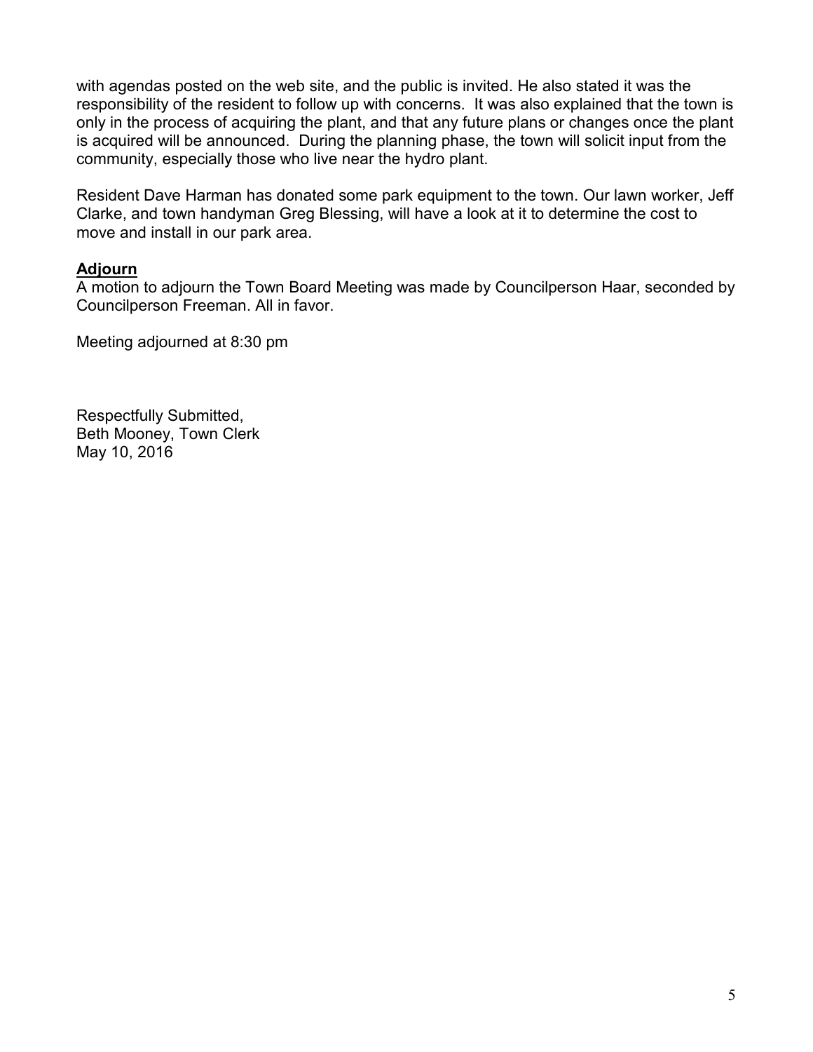with agendas posted on the web site, and the public is invited. He also stated it was the responsibility of the resident to follow up with concerns. It was also explained that the town is only in the process of acquiring the plant, and that any future plans or changes once the plant is acquired will be announced. During the planning phase, the town will solicit input from the community, especially those who live near the hydro plant.

Resident Dave Harman has donated some park equipment to the town. Our lawn worker, Jeff Clarke, and town handyman Greg Blessing, will have a look at it to determine the cost to move and install in our park area.

## Adjourn

A motion to adjourn the Town Board Meeting was made by Councilperson Haar, seconded by Councilperson Freeman. All in favor.

Meeting adjourned at 8:30 pm

Respectfully Submitted,
Beth Mooney, Town Clerk
May 10, 2016